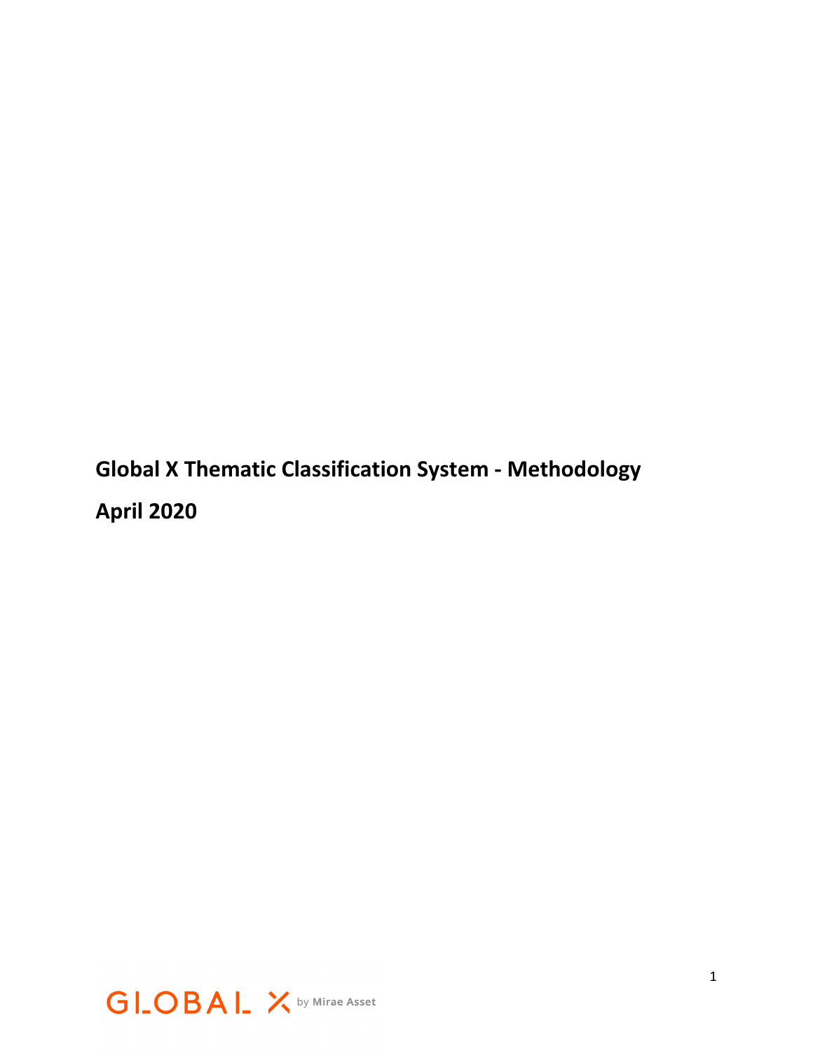# Global X Thematic Classification System - Methodology

## April 2020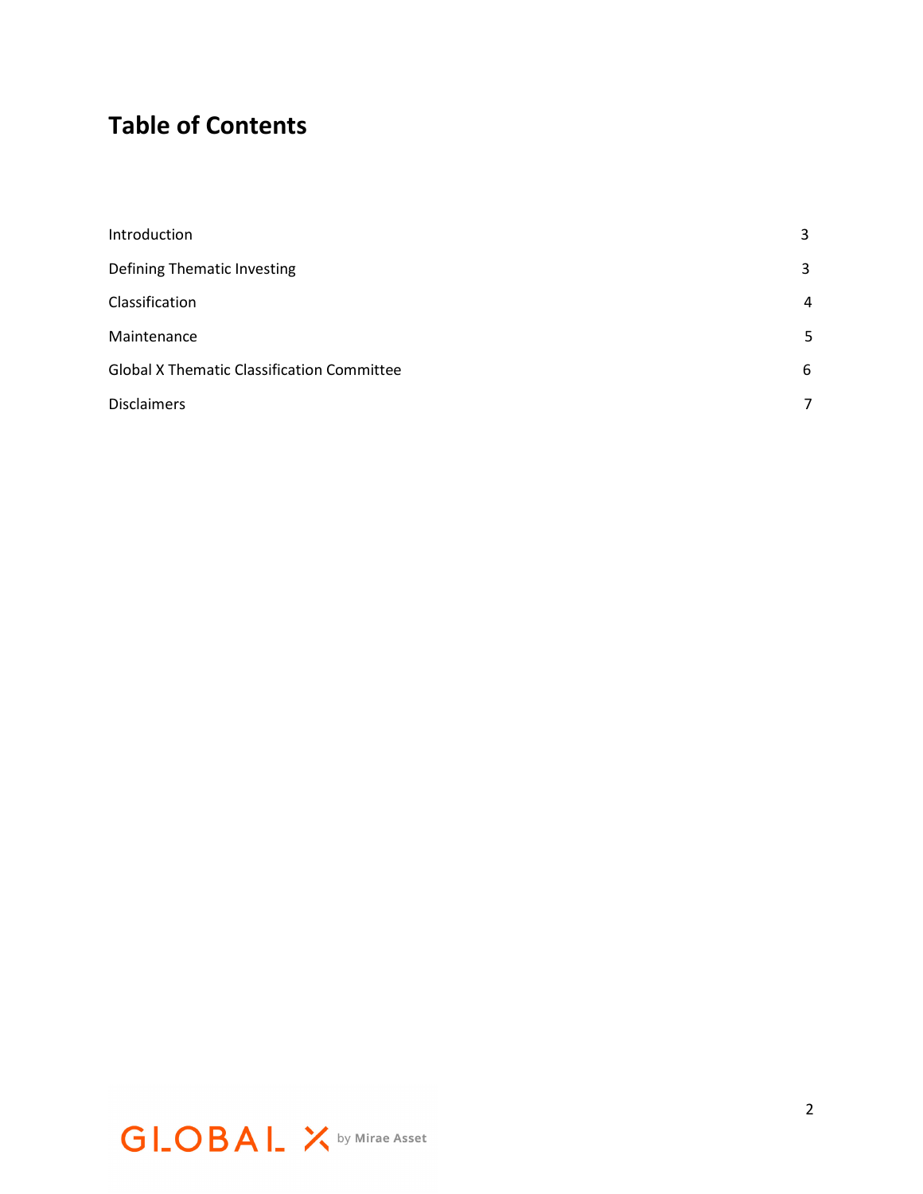# Table of Contents

| | |
|---|---|
| Introduction | 3 |
| Defining Thematic Investing | 3 |
| Classification | 4 |
| Maintenance | 5 |
| Global X Thematic Classification Committee | 6 |
| Disclaimers | 7 |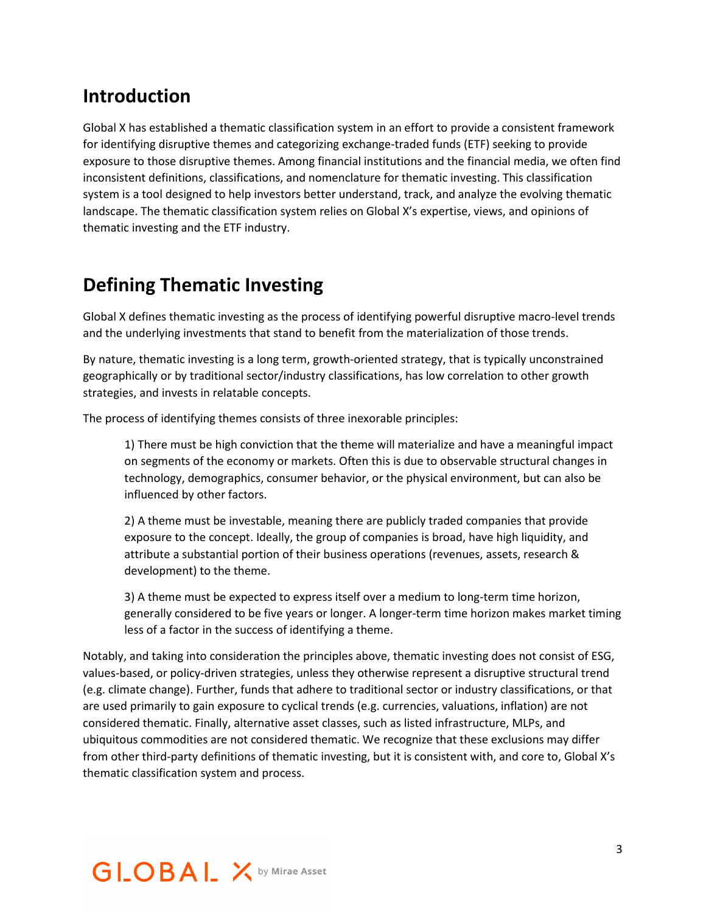## Introduction

Global X has established a thematic classification system in an effort to provide a consistent framework for identifying disruptive themes and categorizing exchange-traded funds (ETF) seeking to provide exposure to those disruptive themes. Among financial institutions and the financial media, we often find inconsistent definitions, classifications, and nomenclature for thematic investing. This classification system is a tool designed to help investors better understand, track, and analyze the evolving thematic landscape. The thematic classification system relies on Global X's expertise, views, and opinions of thematic investing and the ETF industry.

## Defining Thematic Investing

Global X defines thematic investing as the process of identifying powerful disruptive macro-level trends and the underlying investments that stand to benefit from the materialization of those trends.

By nature, thematic investing is a long term, growth-oriented strategy, that is typically unconstrained geographically or by traditional sector/industry classifications, has low correlation to other growth strategies, and invests in relatable concepts.

The process of identifying themes consists of three inexorable principles:

> 1) There must be high conviction that the theme will materialize and have a meaningful impact on segments of the economy or markets. Often this is due to observable structural changes in technology, demographics, consumer behavior, or the physical environment, but can also be influenced by other factors.
>
> 2) A theme must be investable, meaning there are publicly traded companies that provide exposure to the concept. Ideally, the group of companies is broad, have high liquidity, and attribute a substantial portion of their business operations (revenues, assets, research & development) to the theme.
>
> 3) A theme must be expected to express itself over a medium to long-term time horizon, generally considered to be five years or longer. A longer-term time horizon makes market timing less of a factor in the success of identifying a theme.

Notably, and taking into consideration the principles above, thematic investing does not consist of ESG, values-based, or policy-driven strategies, unless they otherwise represent a disruptive structural trend (e.g. climate change). Further, funds that adhere to traditional sector or industry classifications, or that are used primarily to gain exposure to cyclical trends (e.g. currencies, valuations, inflation) are not considered thematic. Finally, alternative asset classes, such as listed infrastructure, MLPs, and ubiquitous commodities are not considered thematic. We recognize that these exclusions may differ from other third-party definitions of thematic investing, but it is consistent with, and core to, Global X's thematic classification system and process.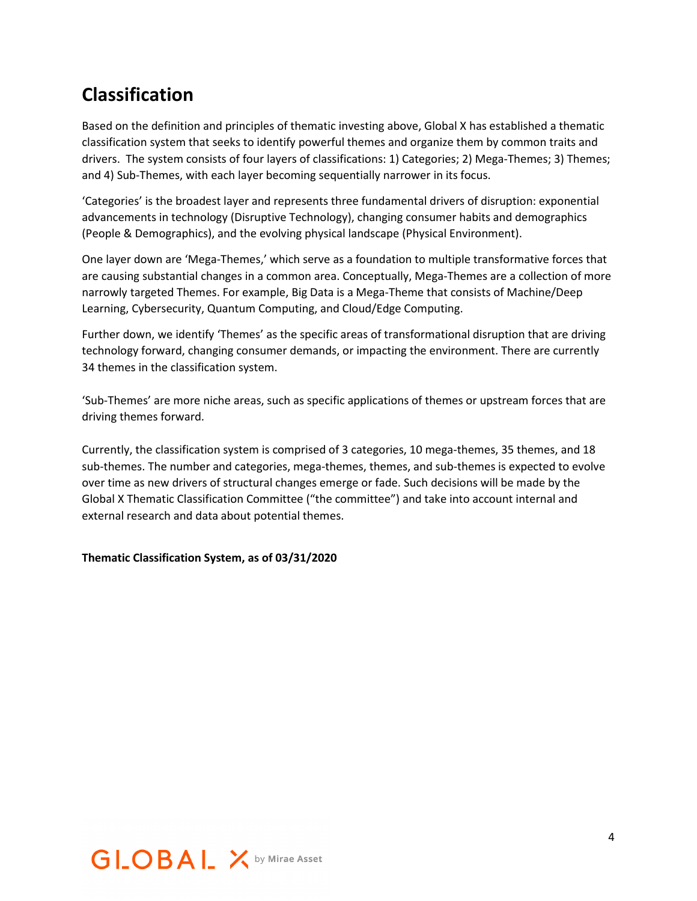## Classification

Based on the definition and principles of thematic investing above, Global X has established a thematic classification system that seeks to identify powerful themes and organize them by common traits and drivers. The system consists of four layers of classifications: 1) Categories; 2) Mega-Themes; 3) Themes; and 4) Sub-Themes, with each layer becoming sequentially narrower in its focus.

'Categories' is the broadest layer and represents three fundamental drivers of disruption: exponential advancements in technology (Disruptive Technology), changing consumer habits and demographics (People & Demographics), and the evolving physical landscape (Physical Environment).

One layer down are 'Mega-Themes,' which serve as a foundation to multiple transformative forces that are causing substantial changes in a common area. Conceptually, Mega-Themes are a collection of more narrowly targeted Themes. For example, Big Data is a Mega-Theme that consists of Machine/Deep Learning, Cybersecurity, Quantum Computing, and Cloud/Edge Computing.

Further down, we identify 'Themes' as the specific areas of transformational disruption that are driving technology forward, changing consumer demands, or impacting the environment. There are currently 34 themes in the classification system.

'Sub-Themes' are more niche areas, such as specific applications of themes or upstream forces that are driving themes forward.

Currently, the classification system is comprised of 3 categories, 10 mega-themes, 35 themes, and 18 sub-themes. The number and categories, mega-themes, themes, and sub-themes is expected to evolve over time as new drivers of structural changes emerge or fade. Such decisions will be made by the Global X Thematic Classification Committee ("the committee") and take into account internal and external research and data about potential themes.

**Thematic Classification System, as of 03/31/2020**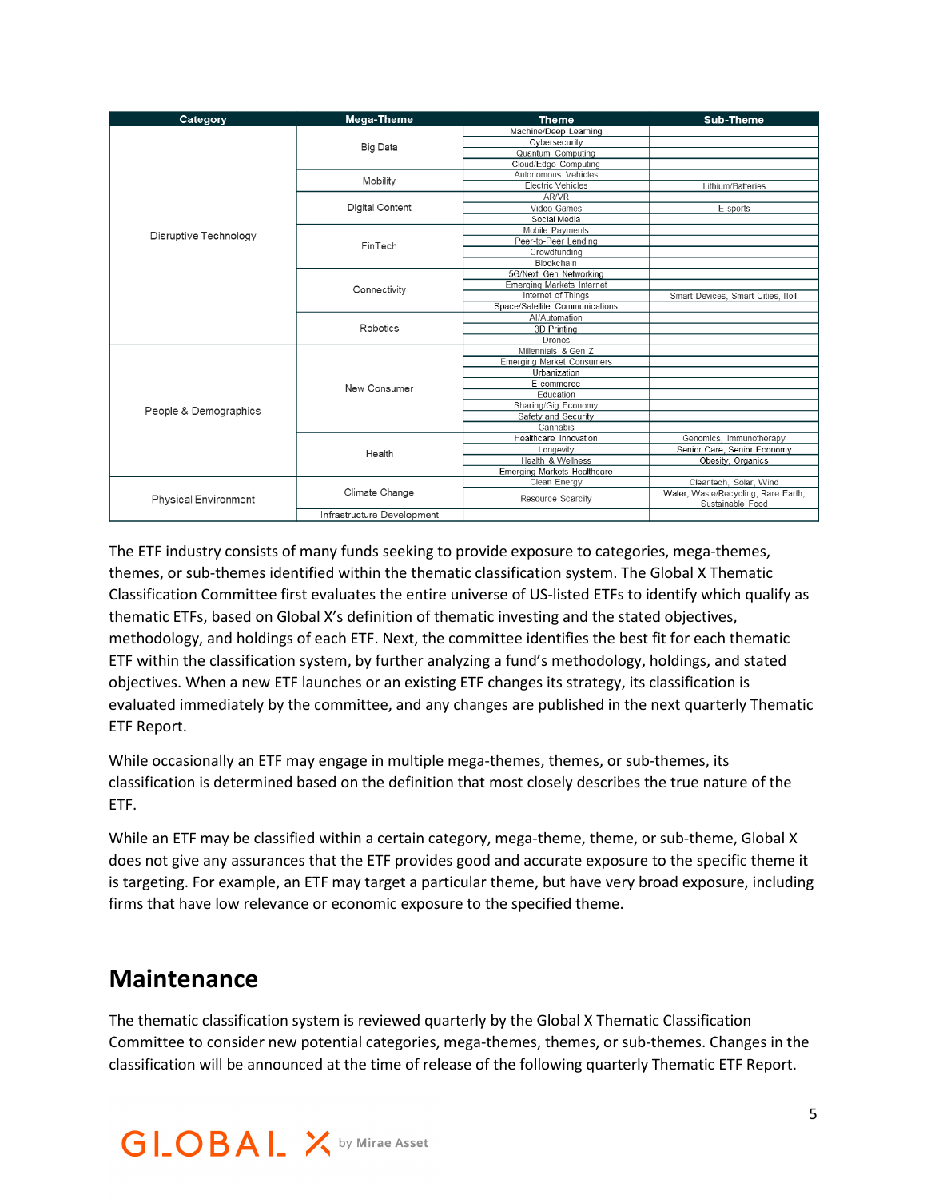| Category | Mega-Theme | Theme | Sub-Theme |
|---|---|---|---|
| Disruptive Technology | Big Data | Machine/Deep Learning | |
| | | Cybersecurity | |
| | | Quantum Computing | |
| | | Cloud/Edge Computing | |
| | Mobility | Autonomous Vehicles | |
| | | Electric Vehicles | Lithium/Batteries |
| | Digital Content | AR/VR | |
| | | Video Games | E-sports |
| | | Social Media | |
| | FinTech | Mobile Payments | |
| | | Peer-to-Peer Lending | |
| | | Crowdfunding | |
| | | Blockchain | |
| | Connectivity | 5G/Next Gen Networking | |
| | | Emerging Markets Internet | |
| | | Internet of Things | Smart Devices, Smart Cities, IIoT |
| | | Space/Satellite Communications | |
| | Robotics | AI/Automation | |
| | | 3D Printing | |
| | | Drones | |
| People & Demographics | New Consumer | Millennials & Gen Z | |
| | | Emerging Market Consumers | |
| | | Urbanization | |
| | | E-commerce | |
| | | Education | |
| | | Sharing/Gig Economy | |
| | | Safety and Security | |
| | | Cannabis | |
| | Health | Healthcare Innovation | Genomics, Immunotherapy |
| | | Longevity | Senior Care, Senior Economy |
| | | Health & Wellness | Obesity, Organics |
| | | Emerging Markets Healthcare | |
| Physical Environment | Climate Change | Clean Energy | Cleantech, Solar, Wind |
| | | Resource Scarcity | Water, Waste/Recycling, Rare Earth, Sustainable Food |
| | Infrastructure Development | | |

The ETF industry consists of many funds seeking to provide exposure to categories, mega-themes, themes, or sub-themes identified within the thematic classification system. The Global X Thematic Classification Committee first evaluates the entire universe of US-listed ETFs to identify which qualify as thematic ETFs, based on Global X's definition of thematic investing and the stated objectives, methodology, and holdings of each ETF. Next, the committee identifies the best fit for each thematic ETF within the classification system, by further analyzing a fund's methodology, holdings, and stated objectives. When a new ETF launches or an existing ETF changes its strategy, its classification is evaluated immediately by the committee, and any changes are published in the next quarterly Thematic ETF Report.

While occasionally an ETF may engage in multiple mega-themes, themes, or sub-themes, its classification is determined based on the definition that most closely describes the true nature of the ETF.

While an ETF may be classified within a certain category, mega-theme, theme, or sub-theme, Global X does not give any assurances that the ETF provides good and accurate exposure to the specific theme it is targeting. For example, an ETF may target a particular theme, but have very broad exposure, including firms that have low relevance or economic exposure to the specified theme.

## Maintenance

The thematic classification system is reviewed quarterly by the Global X Thematic Classification Committee to consider new potential categories, mega-themes, themes, or sub-themes. Changes in the classification will be announced at the time of release of the following quarterly Thematic ETF Report.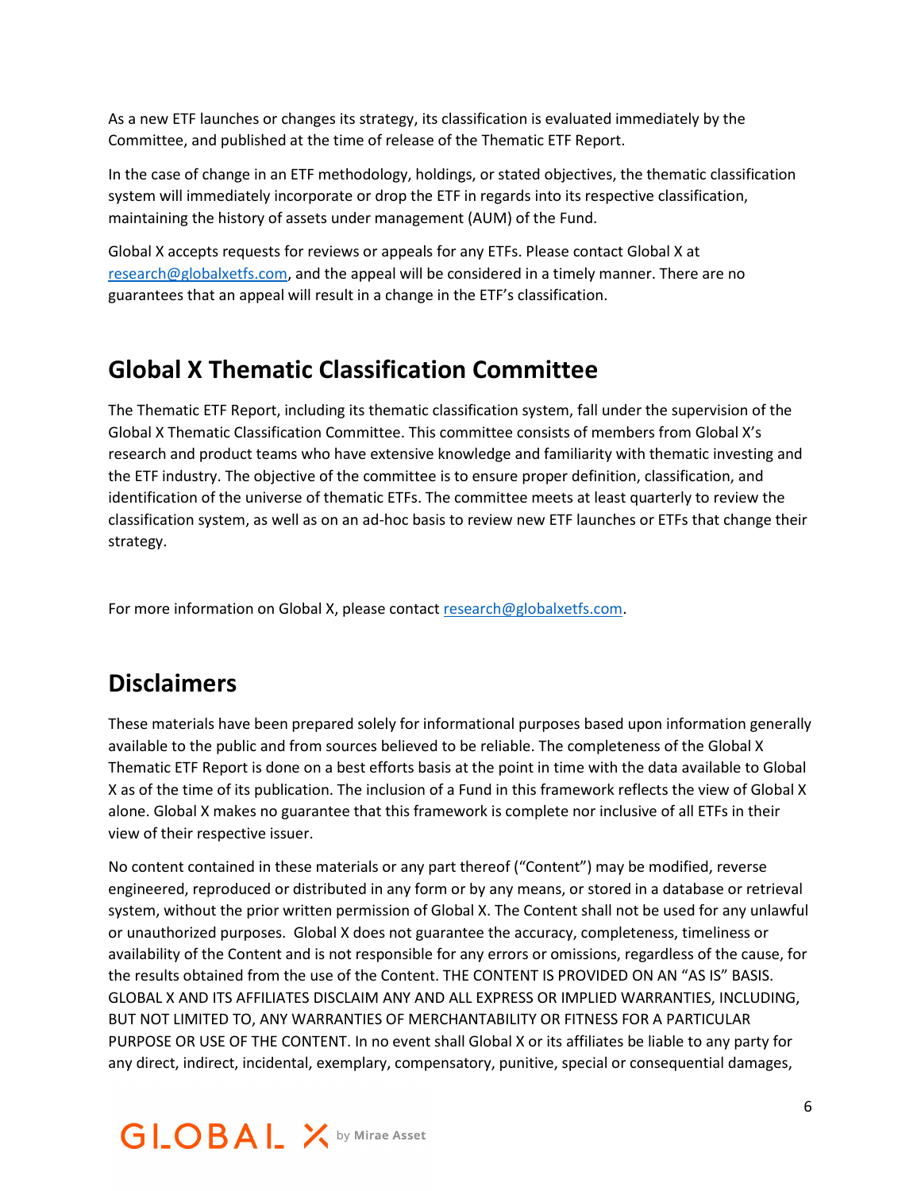As a new ETF launches or changes its strategy, its classification is evaluated immediately by the Committee, and published at the time of release of the Thematic ETF Report.

In the case of change in an ETF methodology, holdings, or stated objectives, the thematic classification system will immediately incorporate or drop the ETF in regards into its respective classification, maintaining the history of assets under management (AUM) of the Fund.

Global X accepts requests for reviews or appeals for any ETFs. Please contact Global X at research@globalxetfs.com, and the appeal will be considered in a timely manner. There are no guarantees that an appeal will result in a change in the ETF's classification.

## Global X Thematic Classification Committee

The Thematic ETF Report, including its thematic classification system, fall under the supervision of the Global X Thematic Classification Committee. This committee consists of members from Global X's research and product teams who have extensive knowledge and familiarity with thematic investing and the ETF industry. The objective of the committee is to ensure proper definition, classification, and identification of the universe of thematic ETFs. The committee meets at least quarterly to review the classification system, as well as on an ad-hoc basis to review new ETF launches or ETFs that change their strategy.

For more information on Global X, please contact research@globalxetfs.com.

## Disclaimers

These materials have been prepared solely for informational purposes based upon information generally available to the public and from sources believed to be reliable. The completeness of the Global X Thematic ETF Report is done on a best efforts basis at the point in time with the data available to Global X as of the time of its publication. The inclusion of a Fund in this framework reflects the view of Global X alone. Global X makes no guarantee that this framework is complete nor inclusive of all ETFs in their view of their respective issuer.

No content contained in these materials or any part thereof ("Content") may be modified, reverse engineered, reproduced or distributed in any form or by any means, or stored in a database or retrieval system, without the prior written permission of Global X. The Content shall not be used for any unlawful or unauthorized purposes. Global X does not guarantee the accuracy, completeness, timeliness or availability of the Content and is not responsible for any errors or omissions, regardless of the cause, for the results obtained from the use of the Content. THE CONTENT IS PROVIDED ON AN "AS IS" BASIS. GLOBAL X AND ITS AFFILIATES DISCLAIM ANY AND ALL EXPRESS OR IMPLIED WARRANTIES, INCLUDING, BUT NOT LIMITED TO, ANY WARRANTIES OF MERCHANTABILITY OR FITNESS FOR A PARTICULAR PURPOSE OR USE OF THE CONTENT. In no event shall Global X or its affiliates be liable to any party for any direct, indirect, incidental, exemplary, compensatory, punitive, special or consequential damages,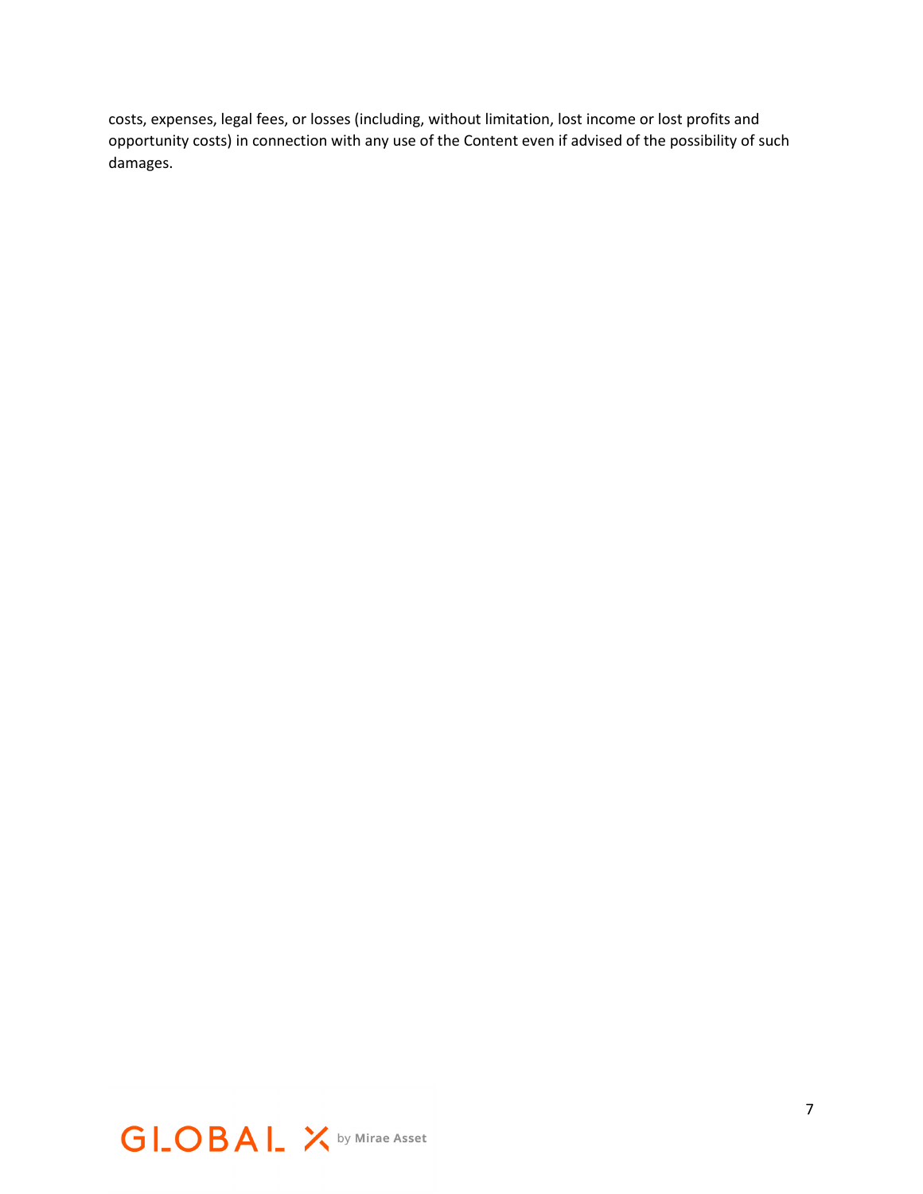costs, expenses, legal fees, or losses (including, without limitation, lost income or lost profits and opportunity costs) in connection with any use of the Content even if advised of the possibility of such damages.